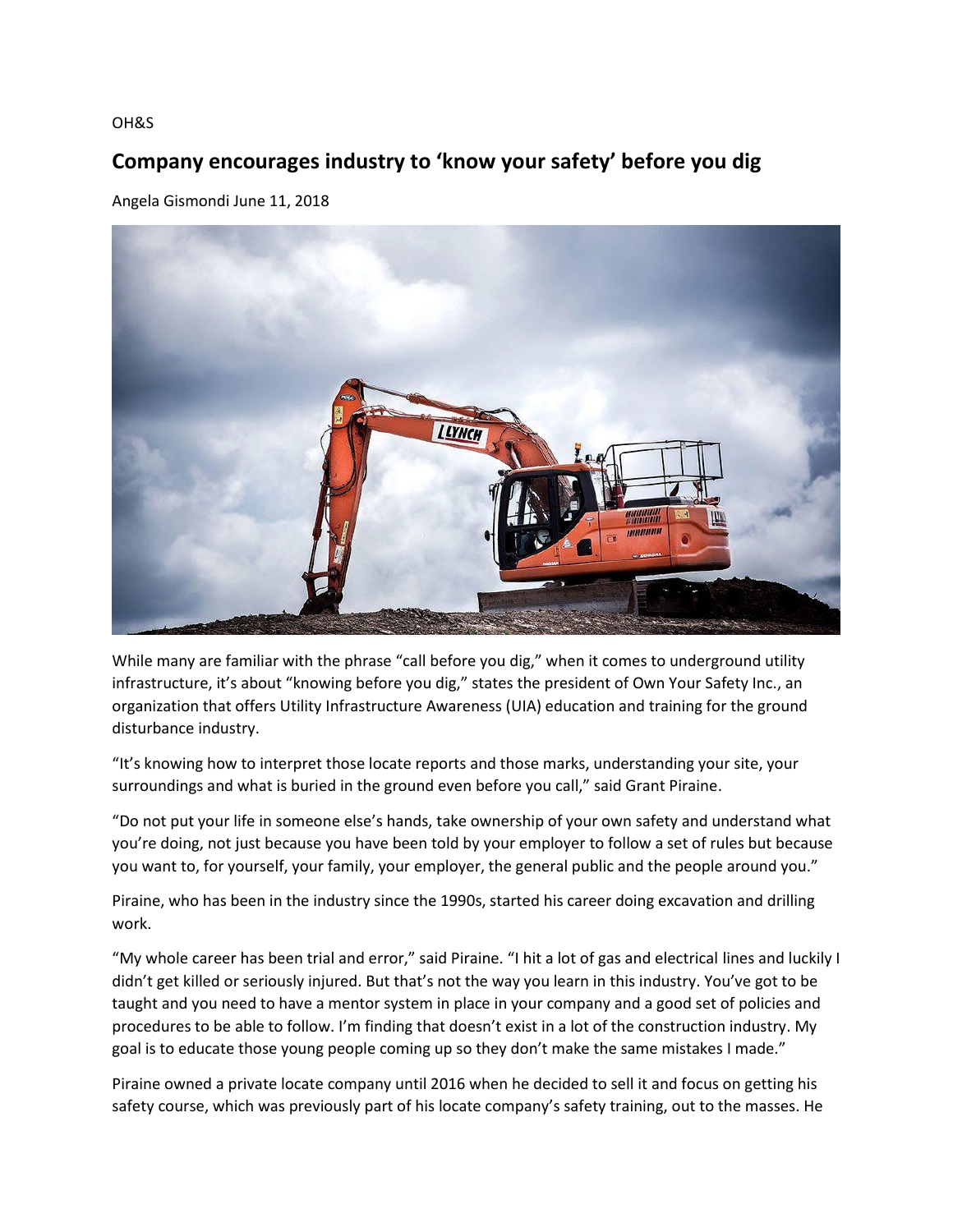OH&S

# Company encourages industry to 'know your safety' before you dig

Angela Gismondi June 11, 2018

While many are familiar with the phrase "call before you dig," when it comes to underground utility infrastructure, it's about "knowing before you dig," states the president of Own Your Safety Inc., an organization that offers Utility Infrastructure Awareness (UIA) education and training for the ground disturbance industry.

"It's knowing how to interpret those locate reports and those marks, understanding your site, your surroundings and what is buried in the ground even before you call," said Grant Piraine.

"Do not put your life in someone else's hands, take ownership of your own safety and understand what you're doing, not just because you have been told by your employer to follow a set of rules but because you want to, for yourself, your family, your employer, the general public and the people around you."

Piraine, who has been in the industry since the 1990s, started his career doing excavation and drilling work.

"My whole career has been trial and error," said Piraine. "I hit a lot of gas and electrical lines and luckily I didn't get killed or seriously injured. But that's not the way you learn in this industry. You've got to be taught and you need to have a mentor system in place in your company and a good set of policies and procedures to be able to follow. I'm finding that doesn't exist in a lot of the construction industry. My goal is to educate those young people coming up so they don't make the same mistakes I made."

Piraine owned a private locate company until 2016 when he decided to sell it and focus on getting his safety course, which was previously part of his locate company's safety training, out to the masses. He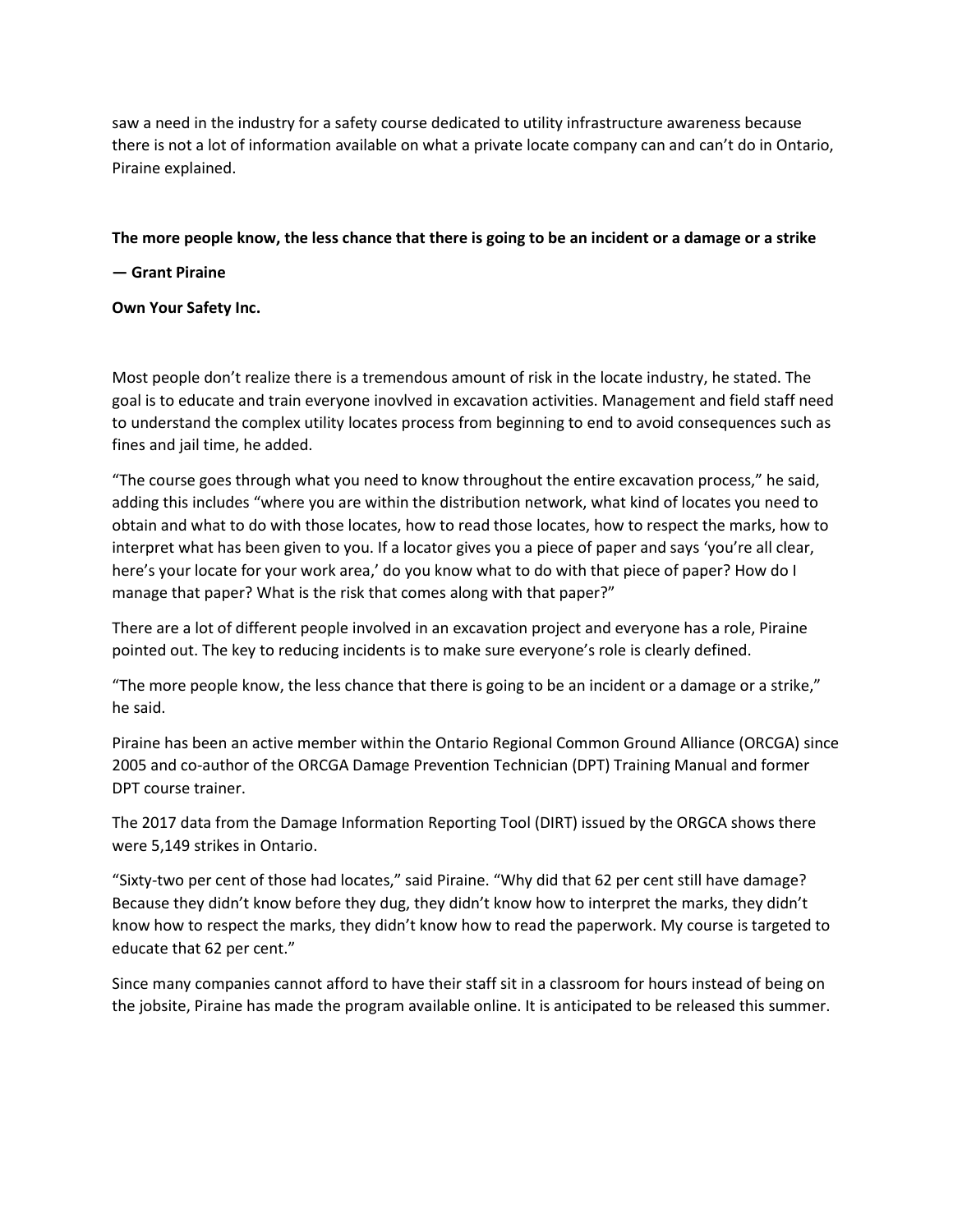saw a need in the industry for a safety course dedicated to utility infrastructure awareness because there is not a lot of information available on what a private locate company can and can't do in Ontario, Piraine explained.

**The more people know, the less chance that there is going to be an incident or a damage or a strike**

**— Grant Piraine**

**Own Your Safety Inc.**

Most people don't realize there is a tremendous amount of risk in the locate industry, he stated. The goal is to educate and train everyone inovlved in excavation activities. Management and field staff need to understand the complex utility locates process from beginning to end to avoid consequences such as fines and jail time, he added.

"The course goes through what you need to know throughout the entire excavation process," he said, adding this includes "where you are within the distribution network, what kind of locates you need to obtain and what to do with those locates, how to read those locates, how to respect the marks, how to interpret what has been given to you. If a locator gives you a piece of paper and says 'you're all clear, here's your locate for your work area,' do you know what to do with that piece of paper? How do I manage that paper? What is the risk that comes along with that paper?"

There are a lot of different people involved in an excavation project and everyone has a role, Piraine pointed out. The key to reducing incidents is to make sure everyone's role is clearly defined.

"The more people know, the less chance that there is going to be an incident or a damage or a strike," he said.

Piraine has been an active member within the Ontario Regional Common Ground Alliance (ORCGA) since 2005 and co-author of the ORCGA Damage Prevention Technician (DPT) Training Manual and former DPT course trainer.

The 2017 data from the Damage Information Reporting Tool (DIRT) issued by the ORGCA shows there were 5,149 strikes in Ontario.

"Sixty-two per cent of those had locates," said Piraine. "Why did that 62 per cent still have damage? Because they didn't know before they dug, they didn't know how to interpret the marks, they didn't know how to respect the marks, they didn't know how to read the paperwork. My course is targeted to educate that 62 per cent."

Since many companies cannot afford to have their staff sit in a classroom for hours instead of being on the jobsite, Piraine has made the program available online. It is anticipated to be released this summer.